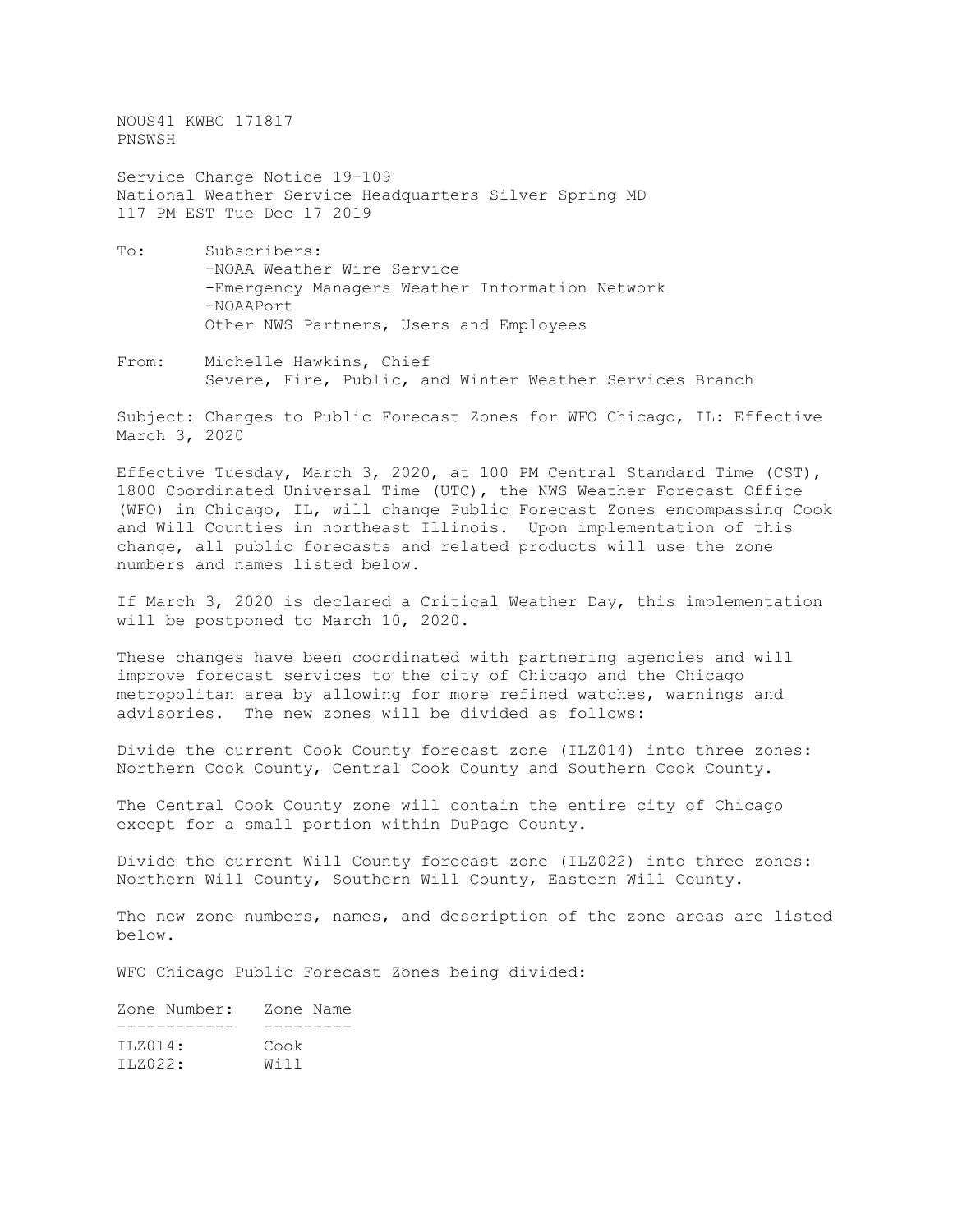NOUS41 KWBC 171817
PNSWSH

Service Change Notice 19-109
National Weather Service Headquarters Silver Spring MD
117 PM EST Tue Dec 17 2019

To: Subscribers:
-NOAA Weather Wire Service
-Emergency Managers Weather Information Network
-NOAAPort
Other NWS Partners, Users and Employees

From: Michelle Hawkins, Chief
Severe, Fire, Public, and Winter Weather Services Branch

Subject: Changes to Public Forecast Zones for WFO Chicago, IL: Effective March 3, 2020

Effective Tuesday, March 3, 2020, at 100 PM Central Standard Time (CST), 1800 Coordinated Universal Time (UTC), the NWS Weather Forecast Office (WFO) in Chicago, IL, will change Public Forecast Zones encompassing Cook and Will Counties in northeast Illinois. Upon implementation of this change, all public forecasts and related products will use the zone numbers and names listed below.

If March 3, 2020 is declared a Critical Weather Day, this implementation will be postponed to March 10, 2020.

These changes have been coordinated with partnering agencies and will improve forecast services to the city of Chicago and the Chicago metropolitan area by allowing for more refined watches, warnings and advisories. The new zones will be divided as follows:

Divide the current Cook County forecast zone (ILZ014) into three zones: Northern Cook County, Central Cook County and Southern Cook County.

The Central Cook County zone will contain the entire city of Chicago except for a small portion within DuPage County.

Divide the current Will County forecast zone (ILZ022) into three zones: Northern Will County, Southern Will County, Eastern Will County.

The new zone numbers, names, and description of the zone areas are listed below.

WFO Chicago Public Forecast Zones being divided:

| Zone Number: | Zone Name |
|---|---|
| ILZ014: | Cook |
| ILZ022: | Will |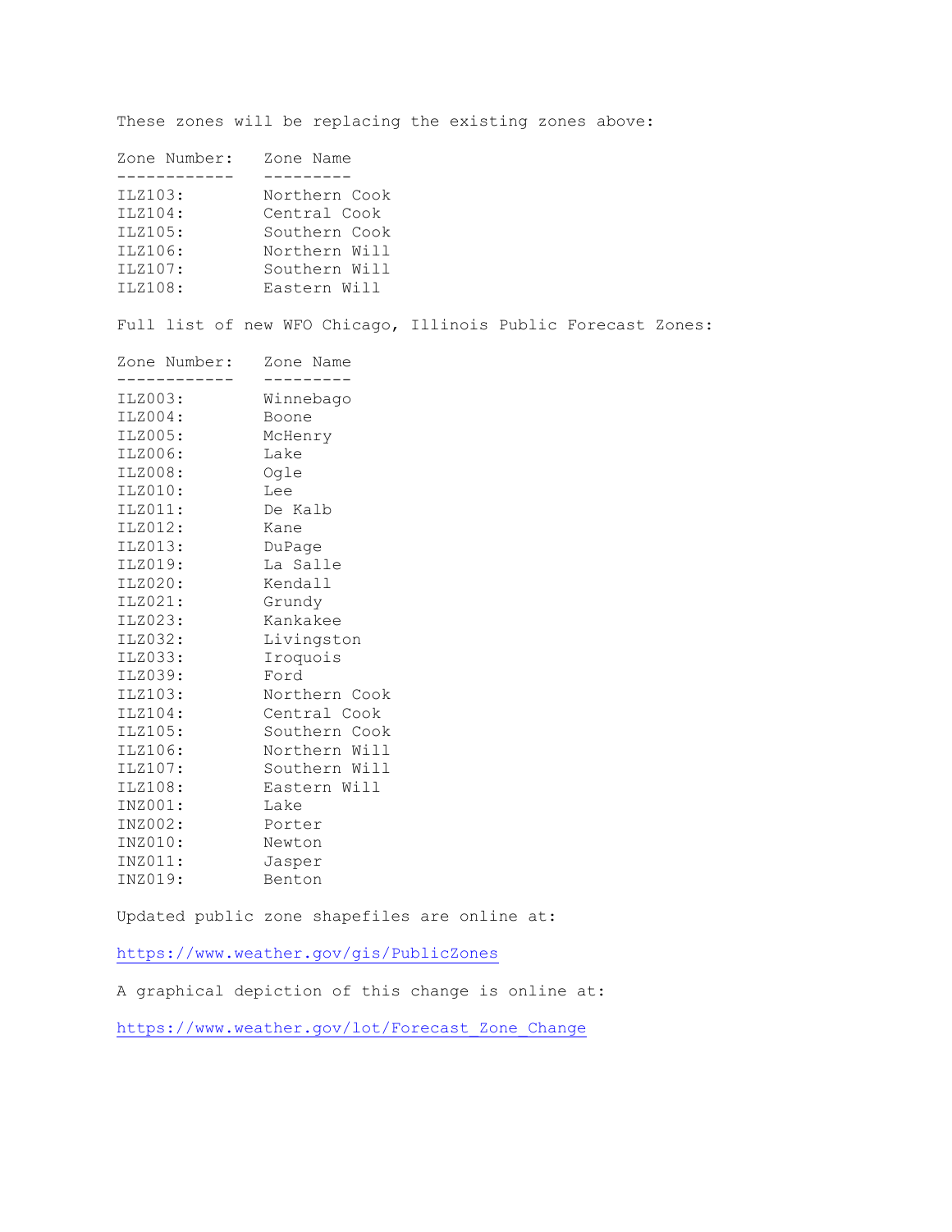These zones will be replacing the existing zones above:

| Zone Number: | Zone Name |
| --- | --- |
| ILZ103: | Northern Cook |
| ILZ104: | Central Cook |
| ILZ105: | Southern Cook |
| ILZ106: | Northern Will |
| ILZ107: | Southern Will |
| ILZ108: | Eastern Will |

Full list of new WFO Chicago, Illinois Public Forecast Zones:

| Zone Number: | Zone Name |
| --- | --- |
| ILZ003: | Winnebago |
| ILZ004: | Boone |
| ILZ005: | McHenry |
| ILZ006: | Lake |
| ILZ008: | Ogle |
| ILZ010: | Lee |
| ILZ011: | De Kalb |
| ILZ012: | Kane |
| ILZ013: | DuPage |
| ILZ019: | La Salle |
| ILZ020: | Kendall |
| ILZ021: | Grundy |
| ILZ023: | Kankakee |
| ILZ032: | Livingston |
| ILZ033: | Iroquois |
| ILZ039: | Ford |
| ILZ103: | Northern Cook |
| ILZ104: | Central Cook |
| ILZ105: | Southern Cook |
| ILZ106: | Northern Will |
| ILZ107: | Southern Will |
| ILZ108: | Eastern Will |
| INZ001: | Lake |
| INZ002: | Porter |
| INZ010: | Newton |
| INZ011: | Jasper |
| INZ019: | Benton |

Updated public zone shapefiles are online at:

https://www.weather.gov/gis/PublicZones

A graphical depiction of this change is online at:

https://www.weather.gov/lot/Forecast_Zone_Change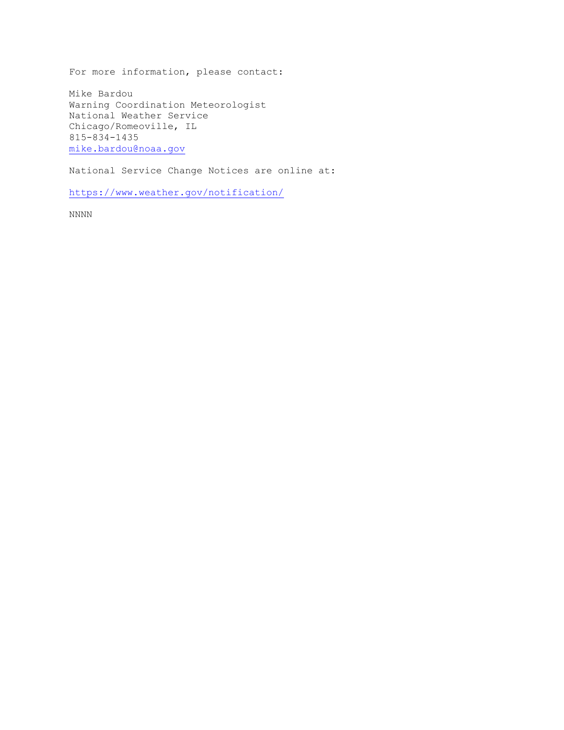For more information, please contact:

Mike Bardou
Warning Coordination Meteorologist
National Weather Service
Chicago/Romeoville, IL
815-834-1435
mike.bardou@noaa.gov

National Service Change Notices are online at:

https://www.weather.gov/notification/

NNNN